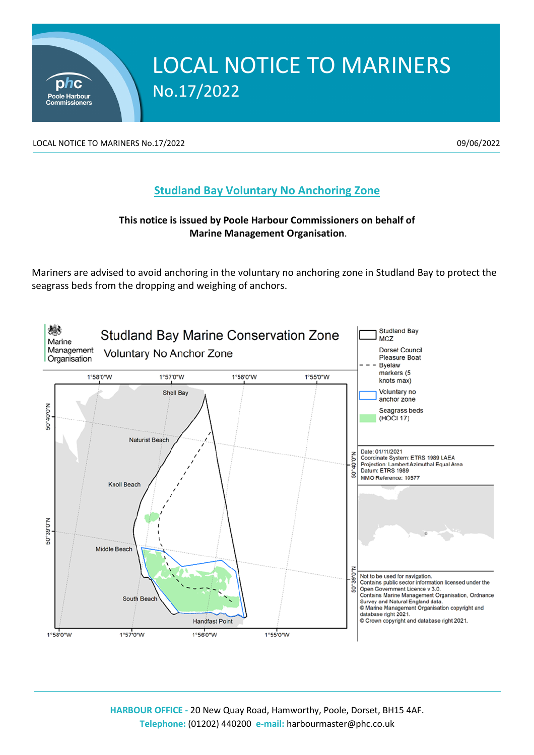# LOCAL NOTICE TO MARINERS

## No.17/2022

LOCAL NOTICE TO MARINERS No.17/2022 — 09/06/2022

## Studland Bay Voluntary No Anchoring Zone

**This notice is issued by Poole Harbour Commissioners on behalf of Marine Management Organisation.**

Mariners are advised to avoid anchoring in the voluntary no anchoring zone in Studland Bay to protect the seagrass beds from the dropping and weighing of anchors.

**Marine Management Organisation**

**Studland Bay Marine Conservation Zone**

**Voluntary No Anchor Zone**

Legend:
- Studland Bay MCZ
- Dorset Council Pleasure Boat Byelaw markers (5 knots max)
- Voluntary no anchor zone
- Seagrass beds (HOCI 17)

Map labels: Shell Bay, Naturist Beach, Knoll Beach, Middle Beach, South Beach, Handfast Point; 1°58'0"W, 1°57'0"W, 1°56'0"W, 1°55'0"W; 50°40'0"N, 50°39'0"N

Date: 01/11/2021
Coordinate System: ETRS 1989 LAEA
Projection: Lambert Azimuthal Equal Area
Datum: ETRS 1989
MMO Reference: 10577

Not to be used for navigation.
Contains public sector information licensed under the Open Government Licence v 3.0.
Contains Marine Management Organisation, Ordnance Survey and Natural England data.
© Marine Management Organisation copyright and database right 2021.
© Crown copyright and database right 2021.

**HARBOUR OFFICE -** 20 New Quay Road, Hamworthy, Poole, Dorset, BH15 4AF.
**Telephone:** (01202) 440200 **e-mail:** harbourmaster@phc.co.uk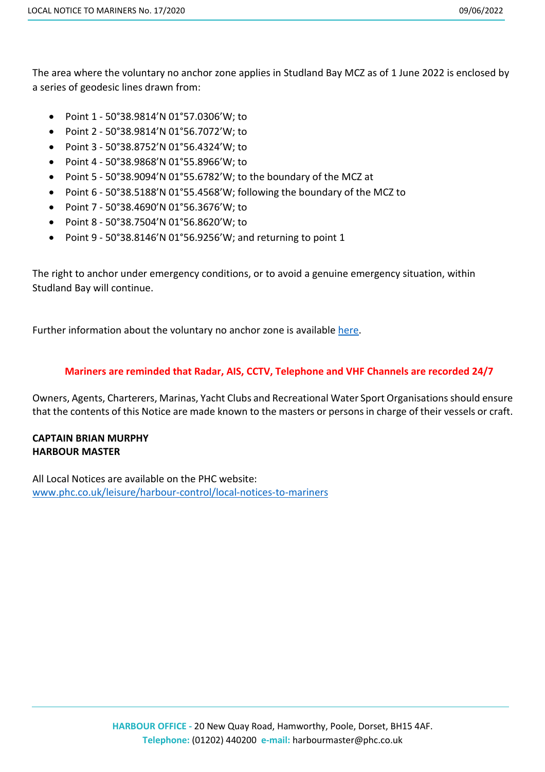The area where the voluntary no anchor zone applies in Studland Bay MCZ as of 1 June 2022 is enclosed by a series of geodesic lines drawn from:

- Point 1 - 50°38.9814’N 01°57.0306’W; to
- Point 2 - 50°38.9814’N 01°56.7072’W; to
- Point 3 - 50°38.8752’N 01°56.4324’W; to
- Point 4 - 50°38.9868’N 01°55.8966’W; to
- Point 5 - 50°38.9094’N 01°55.6782’W; to the boundary of the MCZ at
- Point 6 - 50°38.5188’N 01°55.4568’W; following the boundary of the MCZ to
- Point 7 - 50°38.4690’N 01°56.3676’W; to
- Point 8 - 50°38.7504’N 01°56.8620’W; to
- Point 9 - 50°38.8146’N 01°56.9256’W; and returning to point 1

The right to anchor under emergency conditions, or to avoid a genuine emergency situation, within Studland Bay will continue.

Further information about the voluntary no anchor zone is available here.

**Mariners are reminded that Radar, AIS, CCTV, Telephone and VHF Channels are recorded 24/7**

Owners, Agents, Charterers, Marinas, Yacht Clubs and Recreational Water Sport Organisations should ensure that the contents of this Notice are made known to the masters or persons in charge of their vessels or craft.

**CAPTAIN BRIAN MURPHY**
**HARBOUR MASTER**

All Local Notices are available on the PHC website:
www.phc.co.uk/leisure/harbour-control/local-notices-to-mariners

**HARBOUR OFFICE -** 20 New Quay Road, Hamworthy, Poole, Dorset, BH15 4AF.
**Telephone:** (01202) 440200 **e-mail:** harbourmaster@phc.co.uk